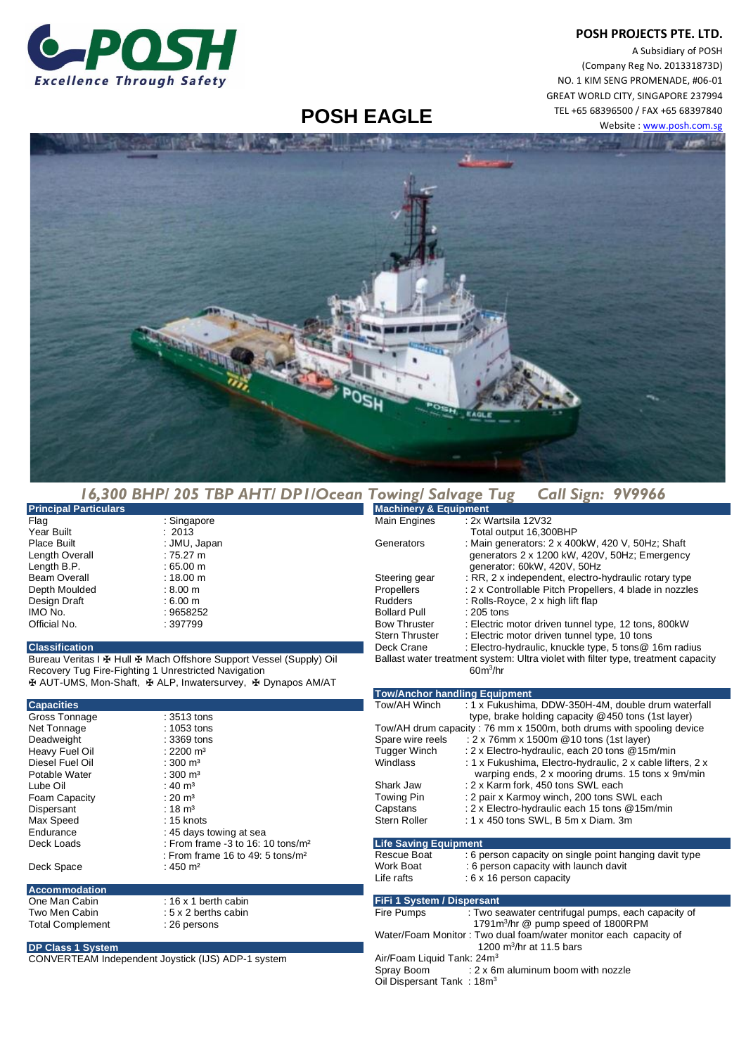**POSH PROJECTS PTE. LTD.**

A Subsidiary of POSH
(Company Reg No. 201331873D)
NO. 1 KIM SENG PROMENADE, #06-01
GREAT WORLD CITY, SINGAPORE 237994
TEL +65 68396500 / FAX +65 68397840
Website : www.posh.com.sg

# POSH EAGLE

*16,300 BHP/ 205 TBP AHT/ DP1/Ocean Towing/ Salvage Tug* *Call Sign: 9V9966*

## Principal Particulars

| | |
|---|---|
| Flag | : Singapore |
| Year Built | : 2013 |
| Place Built | : JMU, Japan |
| Length Overall | : 75.27 m |
| Length B.P. | : 65.00 m |
| Beam Overall | : 18.00 m |
| Depth Moulded | : 8.00 m |
| Design Draft | : 6.00 m |
| IMO No. | : 9658252 |
| Official No. | : 397799 |

## Classification

Bureau Veritas I ✠ Hull ✠ Mach Offshore Support Vessel (Supply) Oil Recovery Tug Fire-Fighting 1 Unrestricted Navigation ✠ AUT-UMS, Mon-Shaft, ✠ ALP, Inwatersurvey, ✠ Dynapos AM/AT

## Capacities

| | |
|---|---|
| Gross Tonnage | : 3513 tons |
| Net Tonnage | : 1053 tons |
| Deadweight | : 3369 tons |
| Heavy Fuel Oil | : 2200 m³ |
| Diesel Fuel Oil | : 300 m³ |
| Potable Water | : 300 m³ |
| Lube Oil | : 40 m³ |
| Foam Capacity | : 20 m³ |
| Dispersant | : 18 m³ |
| Max Speed | : 15 knots |
| Endurance | : 45 days towing at sea |
| Deck Loads | : From frame -3 to 16: 10 tons/m² |
| | : From frame 16 to 49: 5 tons/m² |
| Deck Space | : 450 m² |

## Accommodation

| | |
|---|---|
| One Man Cabin | : 16 x 1 berth cabin |
| Two Men Cabin | : 5 x 2 berths cabin |
| Total Complement | : 26 persons |

## DP Class 1 System

CONVERTEAM Independent Joystick (IJS) ADP-1 system

## Machinery & Equipment

| | |
|---|---|
| Main Engines | : 2x Wartsila 12V32<br>Total output 16,300BHP |
| Generators | : Main generators: 2 x 400kW, 420 V, 50Hz; Shaft generators 2 x 1200 kW, 420V, 50Hz; Emergency generator: 60kW, 420V, 50Hz |
| Steering gear | : RR, 2 x independent, electro-hydraulic rotary type |
| Propellers | : 2 x Controllable Pitch Propellers, 4 blade in nozzles |
| Rudders | : Rolls-Royce, 2 x high lift flap |
| Bollard Pull | : 205 tons |
| Bow Thruster | : Electric motor driven tunnel type, 12 tons, 800kW |
| Stern Thruster | : Electric motor driven tunnel type, 10 tons |
| Deck Crane | : Electro-hydraulic, knuckle type, 5 tons@ 16m radius |

Ballast water treatment system: Ultra violet with filter type, treatment capacity 60m³/hr

## Tow/Anchor handling Equipment

| | |
|---|---|
| Tow/AH Winch | : 1 x Fukushima, DDW-350H-4M, double drum waterfall type, brake holding capacity @450 tons (1st layer) |

Tow/AH drum capacity : 76 mm x 1500m, both drums with spooling device

| | |
|---|---|
| Spare wire reels | : 2 x 76mm x 1500m @10 tons (1st layer) |
| Tugger Winch | : 2 x Electro-hydraulic, each 20 tons @15m/min |
| Windlass | : 1 x Fukushima, Electro-hydraulic, 2 x cable lifters, 2 x warping ends, 2 x mooring drums. 15 tons x 9m/min |
| Shark Jaw | : 2 x Karm fork, 450 tons SWL each |
| Towing Pin | : 2 pair x Karmoy winch, 200 tons SWL each |
| Capstans | : 2 x Electro-hydraulic each 15 tons @15m/min |
| Stern Roller | : 1 x 450 tons SWL, B 5m x Diam. 3m |

## Life Saving Equipment

| | |
|---|---|
| Rescue Boat | : 6 person capacity on single point hanging davit type |
| Work Boat | : 6 person capacity with launch davit |
| Life rafts | : 6 x 16 person capacity |

## FiFi 1 System / Dispersant

| | |
|---|---|
| Fire Pumps | : Two seawater centrifugal pumps, each capacity of 1791m³/hr @ pump speed of 1800RPM |

Water/Foam Monitor : Two dual foam/water monitor each capacity of 1200 m³/hr at 11.5 bars

Air/Foam Liquid Tank: 24m³

| | |
|---|---|
| Spray Boom | : 2 x 6m aluminum boom with nozzle |
| Oil Dispersant Tank | : 18m³ |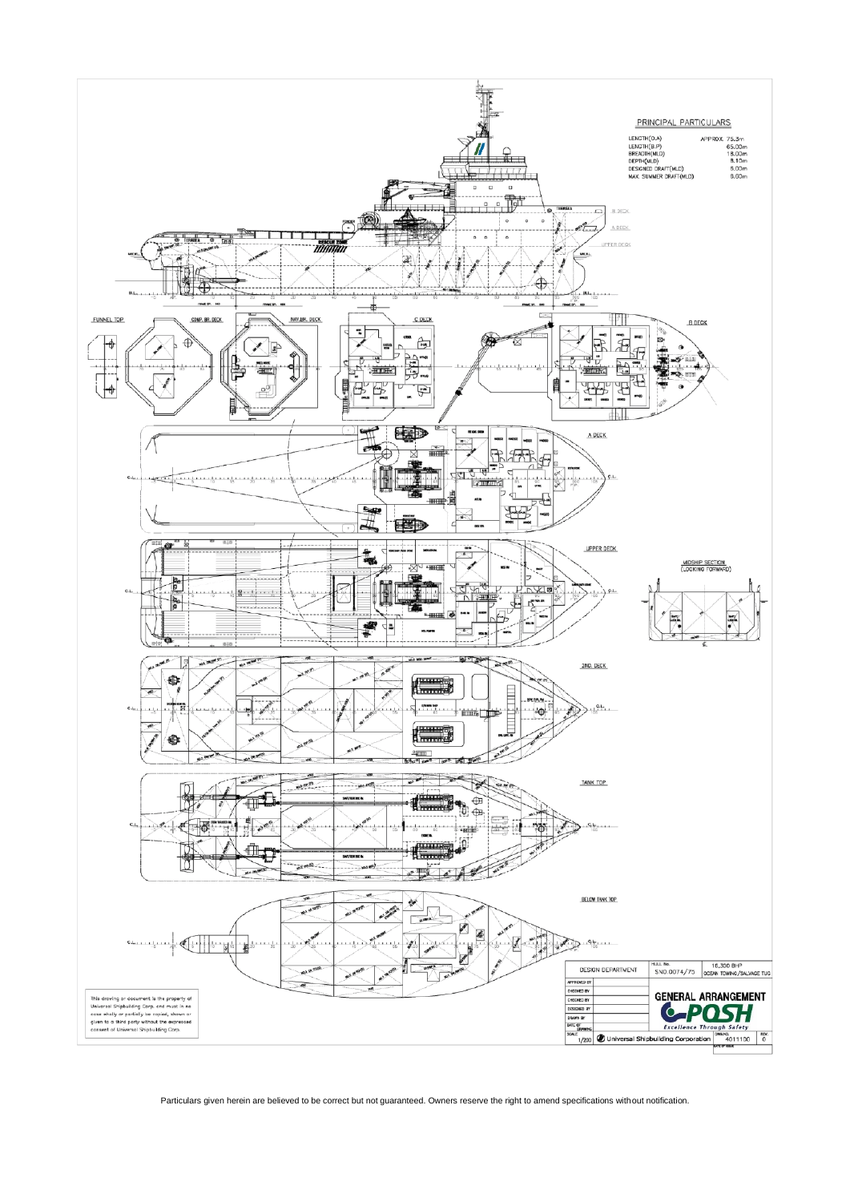## PRINCIPAL PARTICULARS

| | |
|---|---|
| LENGTH(O.A) | APPROX. 75.3m |
| LENGTH(B.P) | 65.00m |
| BREADTH(MLD) | 18.00m |
| DEPTH(MLD) | 8.10m |
| DESIGNED DRAFT(MLD) | 6.00m |
| MAX. SUMMER DRAFT(MLD) | 6.60m |

FUNNEL TOP

COMP. BR. DECK

NAV. BR. DECK

C DECK

B DECK

A DECK

UPPER DECK

MIDSHIP SECTION (LOOKING FORWARD)

2ND. DECK

TANK TOP

BELOW TANK TOP

This drawing or document is the property of Universal Shipbuilding Corp. and must in no case wholly or partially be copied, shown or given to a third party without the expressed consent of Universal Shipbuilding Corp.

| | | | |
|---|---|---|---|
| DESIGN DEPARTMENT | HULL No. SNO.0074/75 | 16,300 BHP OCEAN TOWING/SALVAGE TUG | |
| APPROVED BY | GENERAL ARRANGEMENT | | |
| CHECKED BY | POSH | | |
| CHECKED BY | Excellence Through Safety | | |
| DESIGNED BY | | | |
| DRAWN BY | | | |
| DATE OF DRAWING | | | |
| SCALE 1/200 | Universal Shipbuilding Corporation | DWG.NO. 4011100 | REV. 0 |

Particulars given herein are believed to be correct but not guaranteed. Owners reserve the right to amend specifications without notification.